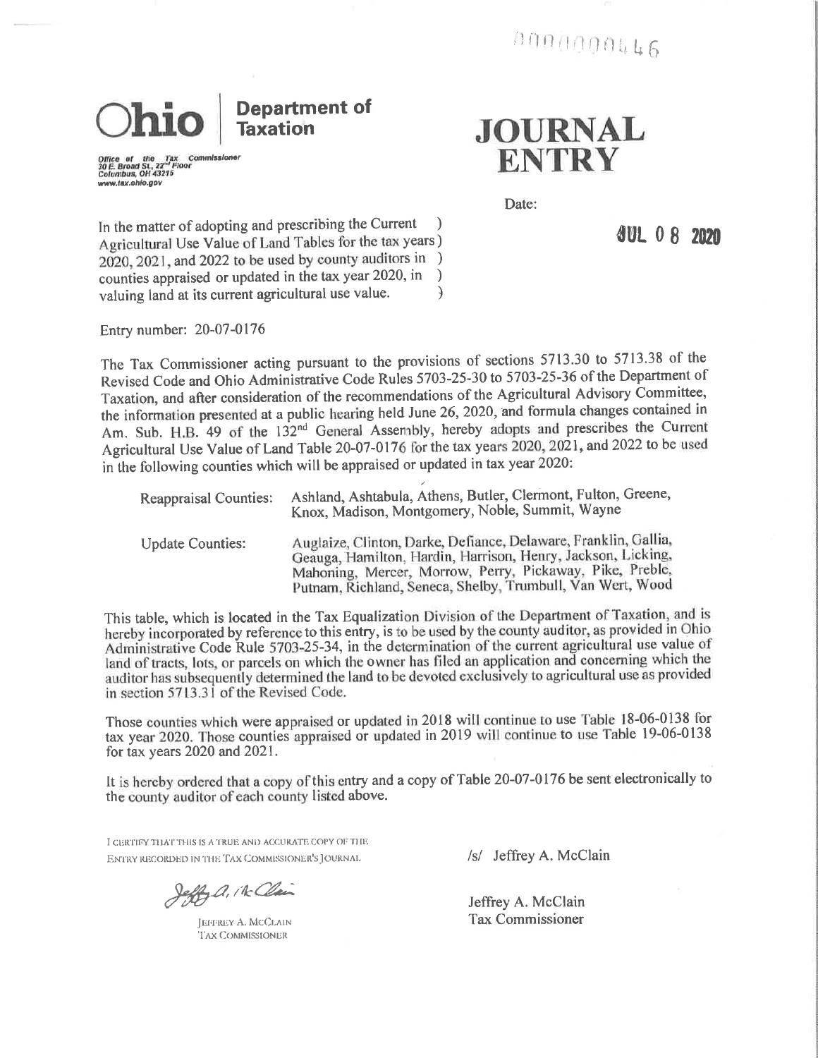000000046

**Ohio** | **Department of Taxation**

Office of the Tax Commissioner
30 E. Broad St., 22[nd] Floor
Columbus, OH 43215
www.tax.ohio.gov

# JOURNAL ENTRY

Date: JUL 08 2020

In the matter of adopting and prescribing the Current Agricultural Use Value of Land Tables for the tax years 2020, 2021, and 2022 to be used by county auditors in counties appraised or updated in the tax year 2020, in valuing land at its current agricultural use value.

Entry number: 20-07-0176

The Tax Commissioner acting pursuant to the provisions of sections 5713.30 to 5713.38 of the Revised Code and Ohio Administrative Code Rules 5703-25-30 to 5703-25-36 of the Department of Taxation, and after consideration of the recommendations of the Agricultural Advisory Committee, the information presented at a public hearing held June 26, 2020, and formula changes contained in Am. Sub. H.B. 49 of the 132[nd] General Assembly, hereby adopts and prescribes the Current Agricultural Use Value of Land Table 20-07-0176 for the tax years 2020, 2021, and 2022 to be used in the following counties which will be appraised or updated in tax year 2020:

| | |
|---|---|
| Reappraisal Counties: | Ashland, Ashtabula, Athens, Butler, Clermont, Fulton, Greene, Knox, Madison, Montgomery, Noble, Summit, Wayne |
| Update Counties: | Auglaize, Clinton, Darke, Defiance, Delaware, Franklin, Gallia, Geauga, Hamilton, Hardin, Harrison, Henry, Jackson, Licking, Mahoning, Mercer, Morrow, Perry, Pickaway, Pike, Preble, Putnam, Richland, Seneca, Shelby, Trumbull, Van Wert, Wood |

This table, which is located in the Tax Equalization Division of the Department of Taxation, and is hereby incorporated by reference to this entry, is to be used by the county auditor, as provided in Ohio Administrative Code Rule 5703-25-34, in the determination of the current agricultural use value of land of tracts, lots, or parcels on which the owner has filed an application and concerning which the auditor has subsequently determined the land to be devoted exclusively to agricultural use as provided in section 5713.31 of the Revised Code.

Those counties which were appraised or updated in 2018 will continue to use Table 18-06-0138 for tax year 2020. Those counties appraised or updated in 2019 will continue to use Table 19-06-0138 for tax years 2020 and 2021.

It is hereby ordered that a copy of this entry and a copy of Table 20-07-0176 be sent electronically to the county auditor of each county listed above.

I CERTIFY THAT THIS IS A TRUE AND ACCURATE COPY OF THE ENTRY RECORDED IN THE TAX COMMISSIONER'S JOURNAL

Jeffrey A. McClain
Tax Commissioner

/s/ Jeffrey A. McClain

Jeffrey A. McClain
Tax Commissioner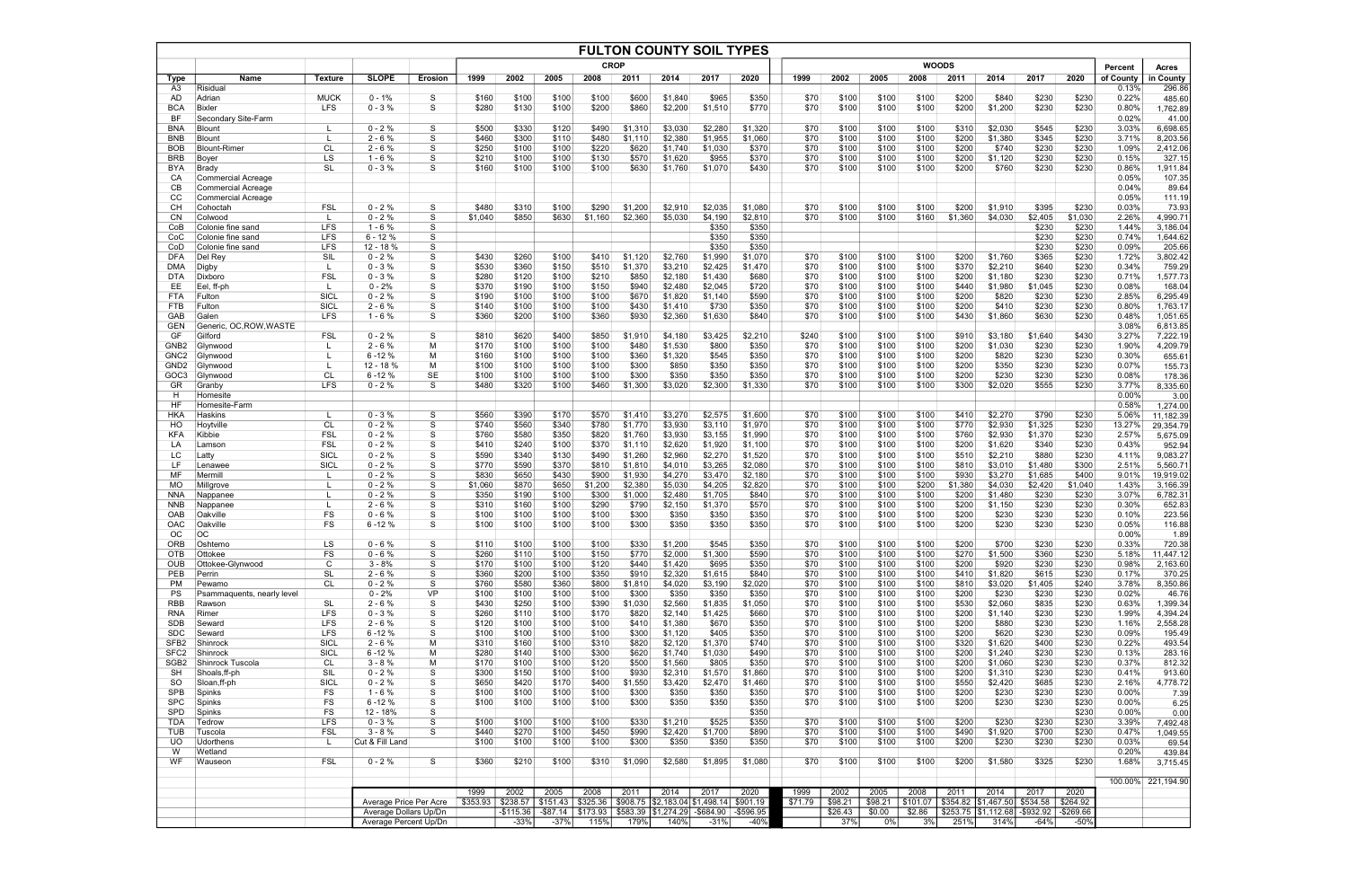# FULTON COUNTY SOIL TYPES

| Type | Name | Texture | SLOPE | Erosion | CROP 1999 | CROP 2002 | CROP 2005 | CROP 2008 | CROP 2011 | CROP 2014 | CROP 2017 | CROP 2020 | WOODS 1999 | WOODS 2002 | WOODS 2005 | WOODS 2008 | WOODS 2011 | WOODS 2014 | WOODS 2017 | WOODS 2020 | Percent of County | Acres in County |
|---|---|---|---|---|---|---|---|---|---|---|---|---|---|---|---|---|---|---|---|---|---|---|
| A3 | Risidual | | | | | | | | | | | | | | | | | | | | 0.13% | 296.86 |
| AD | Adrian | MUCK | 0 - 1% | S | $160 | $100 | $100 | $100 | $600 | $1,840 | $965 | $350 | $70 | $100 | $100 | $100 | $200 | $840 | $230 | $230 | 0.22% | 485.60 |
| BCA | Bixler | LFS | 0 - 3 % | S | $280 | $130 | $100 | $200 | $860 | $2,200 | $1,510 | $770 | $70 | $100 | $100 | $100 | $200 | $1,200 | $230 | $230 | 0.80% | 1,762.89 |
| BF | Secondary Site-Farm | | | | | | | | | | | | | | | | | | | | 0.02% | 41.00 |
| BNA | Blount | L | 0 - 2 % | S | $500 | $330 | $120 | $490 | $1,310 | $3,030 | $2,280 | $1,320 | $70 | $100 | $100 | $100 | $310 | $2,030 | $545 | $230 | 3.03% | 6,698.65 |
| BNB | Blount | L | 2 - 6 % | S | $460 | $300 | $110 | $480 | $1,110 | $2,380 | $1,955 | $1,060 | $70 | $100 | $100 | $100 | $200 | $1,380 | $345 | $230 | 3.71% | 8,203.56 |
| BOB | Blount-Rimer | CL | 2 - 6 % | S | $250 | $100 | $100 | $220 | $620 | $1,740 | $1,030 | $370 | $70 | $100 | $100 | $100 | $200 | $740 | $230 | $230 | 1.09% | 2,412.06 |
| BRB | Boyer | LS | 1 - 6 % | S | $210 | $100 | $100 | $130 | $570 | $1,620 | $955 | $370 | $70 | $100 | $100 | $100 | $200 | $1,120 | $230 | $230 | 0.15% | 327.15 |
| BYA | Brady | SL | 0 - 3 % | S | $160 | $100 | $100 | $100 | $630 | $1,760 | $1,070 | $430 | $70 | $100 | $100 | $100 | $200 | $760 | $230 | $230 | 0.86% | 1,911.84 |
| CA | Commercial Acreage | | | | | | | | | | | | | | | | | | | | 0.05% | 107.35 |
| CB | Commercial Acreage | | | | | | | | | | | | | | | | | | | | 0.04% | 89.64 |
| CC | Commercial Acreage | | | | | | | | | | | | | | | | | | | | 0.05% | 111.19 |
| CH | Cohoctah | FSL | 0 - 2 % | S | $480 | $310 | $100 | $290 | $1,200 | $2,910 | $2,035 | $1,080 | $70 | $100 | $100 | $100 | $200 | $1,910 | $395 | $230 | 0.03% | 73.93 |
| CN | Colwood | L | 0 - 2 % | S | $1,040 | $850 | $630 | $1,160 | $2,360 | $5,030 | $4,190 | $2,810 | $70 | $100 | $100 | $160 | $1,360 | $4,030 | $2,405 | $1,030 | 2.26% | 4,990.71 |
| CoB | Colonie fine sand | LFS | 1 - 6 % | S | | | | | | | $350 | $350 | | | | | | | $230 | $230 | 1.44% | 3,186.04 |
| CoC | Colonie fine sand | LFS | 6 - 12 % | S | | | | | | | $350 | $350 | | | | | | | $230 | $230 | 0.74% | 1,644.62 |
| CoD | Colonie fine sand | LFS | 12 - 18 % | S | | | | | | | $350 | $350 | | | | | | | $230 | $230 | 0.09% | 205.66 |
| DFA | Del Rey | SIL | 0 - 2 % | S | $430 | $260 | $100 | $410 | $1,120 | $2,760 | $1,990 | $1,070 | $70 | $100 | $100 | $100 | $200 | $1,760 | $365 | $230 | 1.72% | 3,802.42 |
| DMA | Digby | L | 0 - 3 % | S | $530 | $360 | $150 | $510 | $1,370 | $3,210 | $2,425 | $1,470 | $70 | $100 | $100 | $100 | $370 | $2,210 | $640 | $230 | 0.34% | 759.29 |
| DTA | Dixboro | FSL | 0 - 3 % | S | $280 | $120 | $100 | $210 | $850 | $2,180 | $1,430 | $680 | $70 | $100 | $100 | $100 | $200 | $1,180 | $230 | $230 | 0.71% | 1,577.73 |
| EE | Eel, ff-ph | L | 0 - 2% | S | $370 | $190 | $100 | $150 | $940 | $2,480 | $2,045 | $720 | $70 | $100 | $100 | $100 | $440 | $1,980 | $1,045 | $230 | 0.08% | 168.04 |
| FTA | Fulton | SICL | 0 - 2 % | S | $190 | $100 | $100 | $100 | $670 | $1,820 | $1,140 | $590 | $70 | $100 | $100 | $100 | $200 | $820 | $230 | $230 | 2.85% | 6,295.49 |
| FTB | Fulton | SICL | 2 - 6 % | S | $140 | $100 | $100 | $100 | $430 | $1,410 | $730 | $350 | $70 | $100 | $100 | $100 | $200 | $410 | $230 | $230 | 0.80% | 1,763.17 |
| GAB | Galen | LFS | 1 - 6 % | S | $360 | $200 | $100 | $360 | $930 | $2,360 | $1,630 | $840 | $70 | $100 | $100 | $100 | $430 | $1,860 | $630 | $230 | 0.48% | 1,051.65 |
| GEN | Generic, OC,ROW,WASTE | | | | | | | | | | | | | | | | | | | | 3.08% | 6,813.85 |
| GF | Gilford | FSL | 0 - 2 % | S | $810 | $620 | $400 | $850 | $1,910 | $4,180 | $3,425 | $2,210 | $240 | $100 | $100 | $100 | $910 | $3,180 | $1,640 | $430 | 3.27% | 7,222.19 |
| GNB2 | Glynwood | L | 2 - 6 % | M | $170 | $100 | $100 | $100 | $480 | $1,530 | $800 | $350 | $70 | $100 | $100 | $100 | $200 | $1,030 | $230 | $230 | 1.90% | 4,209.79 |
| GNC2 | Glynwood | L | 6 -12 % | M | $160 | $100 | $100 | $100 | $360 | $1,320 | $545 | $350 | $70 | $100 | $100 | $100 | $200 | $820 | $230 | $230 | 0.30% | 655.61 |
| GND2 | Glynwood | L | 12 - 18 % | M | $100 | $100 | $100 | $100 | $300 | $850 | $350 | $350 | $70 | $100 | $100 | $100 | $200 | $350 | $230 | $230 | 0.07% | 155.73 |
| GOC3 | Glynwood | CL | 6 -12 % | SE | $100 | $100 | $100 | $100 | $300 | $350 | $350 | $350 | $70 | $100 | $100 | $100 | $200 | $230 | $230 | $230 | 0.08% | 178.36 |
| GR | Granby | LFS | 0 - 2 % | S | $480 | $320 | $100 | $460 | $1,300 | $3,020 | $2,300 | $1,330 | $70 | $100 | $100 | $100 | $300 | $2,020 | $555 | $230 | 3.77% | 8,335.60 |
| H | Homesite | | | | | | | | | | | | | | | | | | | | 0.00% | 3.00 |
| HF | Homesite-Farm | | | | | | | | | | | | | | | | | | | | 0.58% | 1,274.00 |
| HKA | Haskins | L | 0 - 3 % | S | $560 | $390 | $170 | $570 | $1,410 | $3,270 | $2,575 | $1,600 | $70 | $100 | $100 | $100 | $410 | $2,270 | $790 | $230 | 5.06% | 11,182.39 |
| HO | Hoytville | CL | 0 - 2 % | S | $740 | $560 | $340 | $780 | $1,770 | $3,930 | $3,110 | $1,970 | $70 | $100 | $100 | $100 | $770 | $2,930 | $1,325 | $230 | 13.27% | 29,354.79 |
| KFA | Kibbie | FSL | 0 - 2 % | S | $760 | $580 | $350 | $820 | $1,760 | $3,930 | $3,155 | $1,990 | $70 | $100 | $100 | $100 | $760 | $2,930 | $1,370 | $230 | 2.57% | 5,675.09 |
| LA | Lamson | FSL | 0 - 2 % | S | $410 | $240 | $100 | $370 | $1,110 | $2,620 | $1,920 | $1,100 | $70 | $100 | $100 | $100 | $200 | $1,620 | $340 | $230 | 0.43% | 952.94 |
| LC | Latty | SICL | 0 - 2 % | S | $590 | $340 | $130 | $490 | $1,260 | $2,960 | $2,270 | $1,520 | $70 | $100 | $100 | $100 | $510 | $2,210 | $880 | $230 | 4.11% | 9,083.27 |
| LF | Lenawee | SICL | 0 - 2 % | S | $770 | $590 | $370 | $810 | $1,810 | $4,010 | $3,265 | $2,080 | $70 | $100 | $100 | $100 | $810 | $3,010 | $1,480 | $300 | 2.51% | 5,560.71 |
| MF | Mermill | L | 0 - 2 % | S | $830 | $650 | $430 | $900 | $1,930 | $4,270 | $3,470 | $2,180 | $70 | $100 | $100 | $100 | $930 | $3,270 | $1,685 | $400 | 9.01% | 19,919.02 |
| MO | Millgrove | L | 0 - 2 % | S | $1,060 | $870 | $650 | $1,200 | $2,380 | $5,030 | $4,205 | $2,820 | $70 | $100 | $100 | $200 | $1,380 | $4,030 | $2,420 | $1,040 | 1.43% | 3,166.39 |
| NNA | Nappanee | L | 0 - 2 % | S | $350 | $190 | $100 | $300 | $1,000 | $2,480 | $1,705 | $840 | $70 | $100 | $100 | $100 | $200 | $1,480 | $230 | $230 | 3.07% | 6,782.31 |
| NNB | Nappanee | L | 2 - 6 % | S | $310 | $160 | $100 | $290 | $790 | $2,150 | $1,370 | $570 | $70 | $100 | $100 | $100 | $200 | $1,150 | $230 | $230 | 0.30% | 652.83 |
| OAB | Oakville | FS | 0 - 6 % | S | $100 | $100 | $100 | $100 | $300 | $350 | $350 | $350 | $70 | $100 | $100 | $100 | $200 | $230 | $230 | $230 | 0.10% | 223.56 |
| OAC | Oakville | FS | 6 -12 % | S | $100 | $100 | $100 | $100 | $300 | $350 | $350 | $350 | $70 | $100 | $100 | $100 | $200 | $230 | $230 | $230 | 0.05% | 116.88 |
| OC | OC | | | | | | | | | | | | | | | | | | | | 0.00% | 1.89 |
| ORB | Oshtemo | LS | 0 - 6 % | S | $110 | $100 | $100 | $100 | $330 | $1,200 | $545 | $350 | $70 | $100 | $100 | $100 | $200 | $700 | $230 | $230 | 0.33% | 720.38 |
| OTB | Ottokee | FS | 0 - 6 % | S | $260 | $110 | $100 | $150 | $770 | $2,000 | $1,300 | $590 | $70 | $100 | $100 | $100 | $270 | $1,500 | $360 | $230 | 5.18% | 11,447.12 |
| OUB | Ottokee-Glynwood | C | 3 - 8% | S | $170 | $100 | $100 | $120 | $440 | $1,420 | $695 | $350 | $70 | $100 | $100 | $100 | $200 | $920 | $230 | $230 | 0.98% | 2,163.60 |
| PEB | Perrin | SL | 2 - 6 % | S | $360 | $200 | $100 | $350 | $910 | $2,320 | $1,615 | $840 | $70 | $100 | $100 | $100 | $410 | $1,820 | $615 | $230 | 0.17% | 370.25 |
| PM | Pewamo | CL | 0 - 2 % | S | $760 | $580 | $360 | $800 | $1,810 | $4,020 | $3,190 | $2,020 | $70 | $100 | $100 | $100 | $810 | $3,020 | $1,405 | $240 | 3.78% | 8,350.86 |
| PS | Psammaquents, nearly level | | 0 - 2% | VP | $100 | $100 | $100 | $100 | $300 | $350 | $350 | $350 | $70 | $100 | $100 | $100 | $200 | $230 | $230 | $230 | 0.02% | 46.76 |
| RBB | Rawson | SL | 2 - 6 % | S | $430 | $250 | $100 | $390 | $1,030 | $2,560 | $1,835 | $1,050 | $70 | $100 | $100 | $100 | $530 | $2,060 | $835 | $230 | 0.63% | 1,399.34 |
| RNA | Rimer | LFS | 0 - 3 % | S | $260 | $110 | $100 | $170 | $820 | $2,140 | $1,425 | $660 | $70 | $100 | $100 | $100 | $200 | $1,140 | $230 | $230 | 1.99% | 4,394.24 |
| SDB | Seward | LFS | 2 - 6 % | S | $120 | $100 | $100 | $100 | $410 | $1,380 | $670 | $350 | $70 | $100 | $100 | $100 | $200 | $880 | $230 | $230 | 1.16% | 2,558.28 |
| SDC | Seward | LFS | 6 -12 % | S | $100 | $100 | $100 | $100 | $300 | $1,120 | $405 | $350 | $70 | $100 | $100 | $100 | $200 | $620 | $230 | $230 | 0.09% | 195.49 |
| SFB2 | Shinrock | SICL | 2 - 6 % | M | $310 | $160 | $100 | $310 | $820 | $2,120 | $1,370 | $740 | $70 | $100 | $100 | $100 | $320 | $1,620 | $400 | $230 | 0.22% | 493.54 |
| SFC2 | Shinrock | SICL | 6 -12 % | M | $280 | $140 | $100 | $300 | $620 | $1,740 | $1,030 | $490 | $70 | $100 | $100 | $100 | $200 | $1,240 | $230 | $230 | 0.13% | 283.16 |
| SGB2 | Shinrock Tuscola | CL | 3 - 8 % | M | $170 | $100 | $100 | $120 | $500 | $1,560 | $805 | $350 | $70 | $100 | $100 | $100 | $200 | $1,060 | $230 | $230 | 0.37% | 812.32 |
| SH | Shoals,ff-ph | SIL | 0 - 2 % | S | $300 | $150 | $100 | $100 | $930 | $2,310 | $1,570 | $1,860 | $70 | $100 | $100 | $100 | $200 | $1,310 | $230 | $230 | 0.41% | 913.60 |
| SO | Sloan,ff-ph | SICL | 0 - 2 % | S | $650 | $420 | $170 | $400 | $1,550 | $3,420 | $2,470 | $1,460 | $70 | $100 | $100 | $100 | $550 | $2,420 | $685 | $230 | 2.16% | 4,778.72 |
| SPB | Spinks | FS | 1 - 6 % | S | $100 | $100 | $100 | $100 | $300 | $350 | $350 | $350 | $70 | $100 | $100 | $100 | $200 | $230 | $230 | $230 | 0.00% | 7.39 |
| SPC | Spinks | FS | 6 -12 % | S | $100 | $100 | $100 | $100 | $300 | $350 | $350 | $350 | $70 | $100 | $100 | $100 | $200 | $230 | $230 | $230 | 0.00% | 6.25 |
| SPD | Spinks | FS | 12 - 18% | S | | | | | | | | $350 | | | | | | | | $230 | 0.00% | 0.00 |
| TDA | Tedrow | LFS | 0 - 3 % | S | $100 | $100 | $100 | $100 | $330 | $1,210 | $525 | $350 | $70 | $100 | $100 | $100 | $200 | $230 | $230 | $230 | 3.39% | 7,492.48 |
| TUB | Tuscola | FSL | 3 - 8 % | S | $440 | $270 | $100 | $450 | $990 | $2,420 | $1,700 | $890 | $70 | $100 | $100 | $100 | $490 | $1,920 | $700 | $230 | 0.47% | 1,049.55 |
| UO | Udorthens | L | Cut & Fill Land | | $100 | $100 | $100 | $100 | $300 | $350 | $350 | $350 | $70 | $100 | $100 | $100 | $200 | $230 | $230 | $230 | 0.03% | 69.54 |
| W | Wetland | | | | | | | | | | | | | | | | | | | | 0.20% | 439.84 |
| WF | Wauseon | FSL | 0 - 2 % | S | $360 | $210 | $100 | $310 | $1,090 | $2,580 | $1,895 | $1,080 | $70 | $100 | $100 | $100 | $200 | $1,580 | $325 | $230 | 1.68% | 3,715.45 |
| | | | | | | | | | | | | | | | | | | | | | 100.00% | 221,194.90 |
| | | | | | 1999 | 2002 | 2005 | 2008 | 2011 | 2014 | 2017 | 2020 | 1999 | 2002 | 2005 | 2008 | 2011 | 2014 | 2017 | 2020 | | |
| | | Average Price Per Acre | | | $353.93 | $238.57 | $151.43 | $325.36 | $908.75 | $2,183.04 | $1,498.14 | $901.19 | $71.79 | $98.21 | $98.21 | $101.07 | $354.82 | $1,467.50 | $534.58 | $264.92 | | |
| | | Average Dollars Up/Dn | | | | -$115.36 | -$87.14 | $173.93 | $583.39 | $1,274.29 | -$684.90 | -$596.95 | | $26.43 | $0.00 | $2.86 | $253.75 | $1,112.68 | -$932.92 | -$269.66 | | |
| | | Average Percent Up/Dn | | | | -33% | -37% | 115% | 179% | 140% | -31% | -40% | | 37% | 0% | 3% | 251% | 314% | -64% | -50% | | |